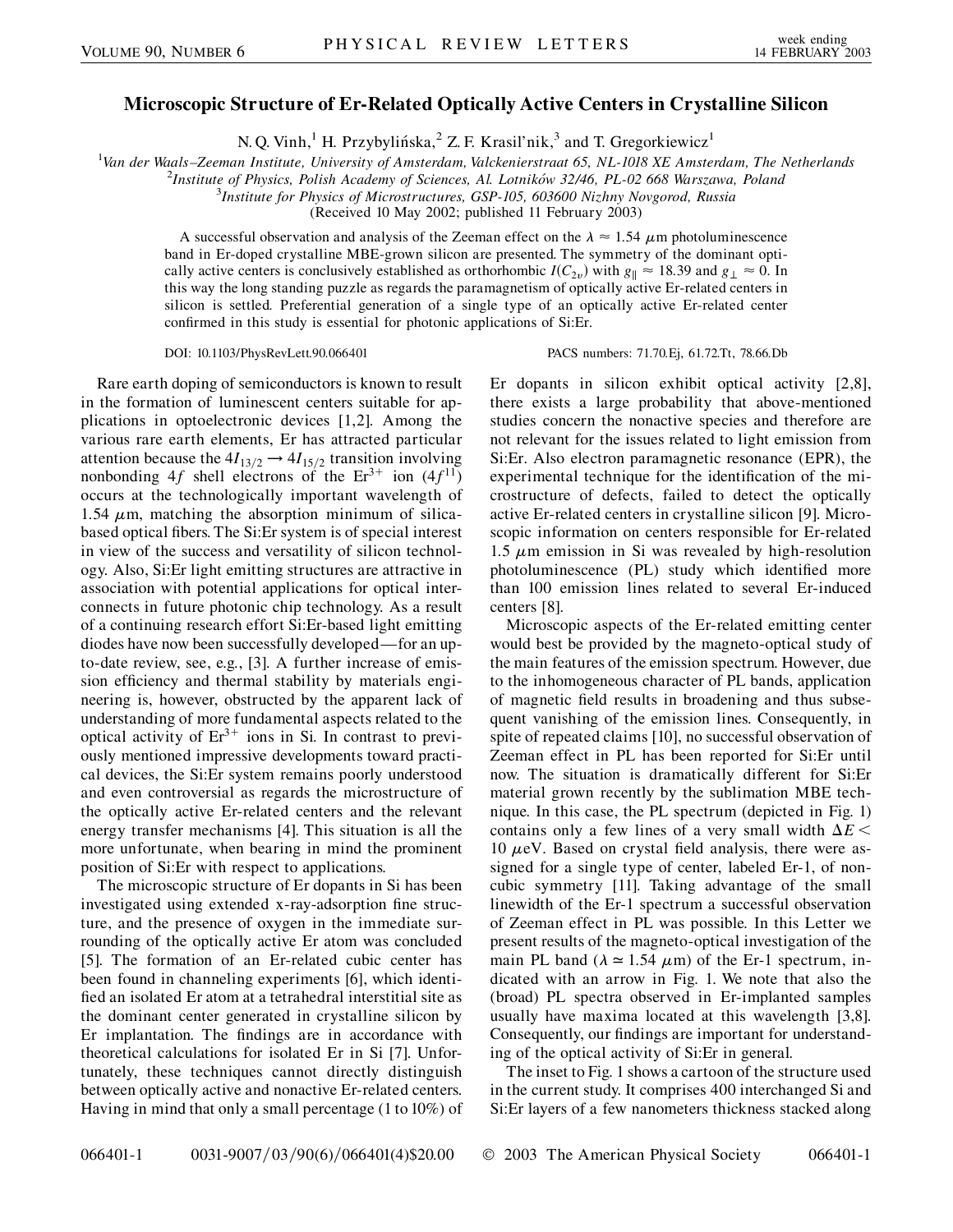# Microscopic Structure of Er-Related Optically Active Centers in Crystalline Silicon

N. Q. Vinh,[1] H. Przybylińska,[2] Z. F. Krasil'nik,[3] and T. Gregorkiewicz[1]

[1]*Van der Waals–Zeeman Institute, University of Amsterdam, Valckenierstraat 65, NL-1018 XE Amsterdam, The Netherlands*
[2]*Institute of Physics, Polish Academy of Sciences, Al. Lotników 32/46, PL-02 668 Warszawa, Poland*
[3]*Institute for Physics of Microstructures, GSP-105, 603600 Nizhny Novgorod, Russia*
(Received 10 May 2002; published 11 February 2003)

A successful observation and analysis of the Zeeman effect on the $\lambda \approx 1.54\ \mu$m photoluminescence band in Er-doped crystalline MBE-grown silicon are presented. The symmetry of the dominant optically active centers is conclusively established as orthorhombic $I(C_{2v})$ with $g_{\parallel} \approx 18.39$ and $g_{\perp} \approx 0$. In this way the long standing puzzle as regards the paramagnetism of optically active Er-related centers in silicon is settled. Preferential generation of a single type of an optically active Er-related center confirmed in this study is essential for photonic applications of Si:Er.

DOI: 10.1103/PhysRevLett.90.066401    PACS numbers: 71.70.Ej, 61.72.Tt, 78.66.Db

Rare earth doping of semiconductors is known to result in the formation of luminescent centers suitable for applications in optoelectronic devices [1,2]. Among the various rare earth elements, Er has attracted particular attention because the $4I_{13/2} \rightarrow 4I_{15/2}$ transition involving nonbonding $4f$ shell electrons of the $Er^{3+}$ ion ($4f^{11}$) occurs at the technologically important wavelength of 1.54 $\mu$m, matching the absorption minimum of silica-based optical fibers. The Si:Er system is of special interest in view of the success and versatility of silicon technology. Also, Si:Er light emitting structures are attractive in association with potential applications for optical interconnects in future photonic chip technology. As a result of a continuing research effort Si:Er-based light emitting diodes have now been successfully developed—for an up-to-date review, see, e.g., [3]. A further increase of emission efficiency and thermal stability by materials engineering is, however, obstructed by the apparent lack of understanding of more fundamental aspects related to the optical activity of $Er^{3+}$ ions in Si. In contrast to previously mentioned impressive developments toward practical devices, the Si:Er system remains poorly understood and even controversial as regards the microstructure of the optically active Er-related centers and the relevant energy transfer mechanisms [4]. This situation is all the more unfortunate, when bearing in mind the prominent position of Si:Er with respect to applications.

The microscopic structure of Er dopants in Si has been investigated using extended x-ray-adsorption fine structure, and the presence of oxygen in the immediate surrounding of the optically active Er atom was concluded [5]. The formation of an Er-related cubic center has been found in channeling experiments [6], which identified an isolated Er atom at a tetrahedral interstitial site as the dominant center generated in crystalline silicon by Er implantation. The findings are in accordance with theoretical calculations for isolated Er in Si [7]. Unfortunately, these techniques cannot directly distinguish between optically active and nonactive Er-related centers. Having in mind that only a small percentage (1 to 10%) of Er dopants in silicon exhibit optical activity [2,8], there exists a large probability that above-mentioned studies concern the nonactive species and therefore are not relevant for the issues related to light emission from Si:Er. Also electron paramagnetic resonance (EPR), the experimental technique for the identification of the microstructure of defects, failed to detect the optically active Er-related centers in crystalline silicon [9]. Microscopic information on centers responsible for Er-related 1.5 $\mu$m emission in Si was revealed by high-resolution photoluminescence (PL) study which identified more than 100 emission lines related to several Er-induced centers [8].

Microscopic aspects of the Er-related emitting center would best be provided by the magneto-optical study of the main features of the emission spectrum. However, due to the inhomogeneous character of PL bands, application of magnetic field results in broadening and thus subsequent vanishing of the emission lines. Consequently, in spite of repeated claims [10], no successful observation of Zeeman effect in PL has been reported for Si:Er until now. The situation is dramatically different for Si:Er material grown recently by the sublimation MBE technique. In this case, the PL spectrum (depicted in Fig. 1) contains only a few lines of a very small width $\Delta E <$ 10 $\mu$eV. Based on crystal field analysis, there were assigned for a single type of center, labeled Er-1, of noncubic symmetry [11]. Taking advantage of the small linewidth of the Er-1 spectrum a successful observation of Zeeman effect in PL was possible. In this Letter we present results of the magneto-optical investigation of the main PL band ($\lambda \simeq 1.54\ \mu$m) of the Er-1 spectrum, indicated with an arrow in Fig. 1. We note that also the (broad) PL spectra observed in Er-implanted samples usually have maxima located at this wavelength [3,8]. Consequently, our findings are important for understanding of the optical activity of Si:Er in general.

The inset to Fig. 1 shows a cartoon of the structure used in the current study. It comprises 400 interchanged Si and Si:Er layers of a few nanometers thickness stacked along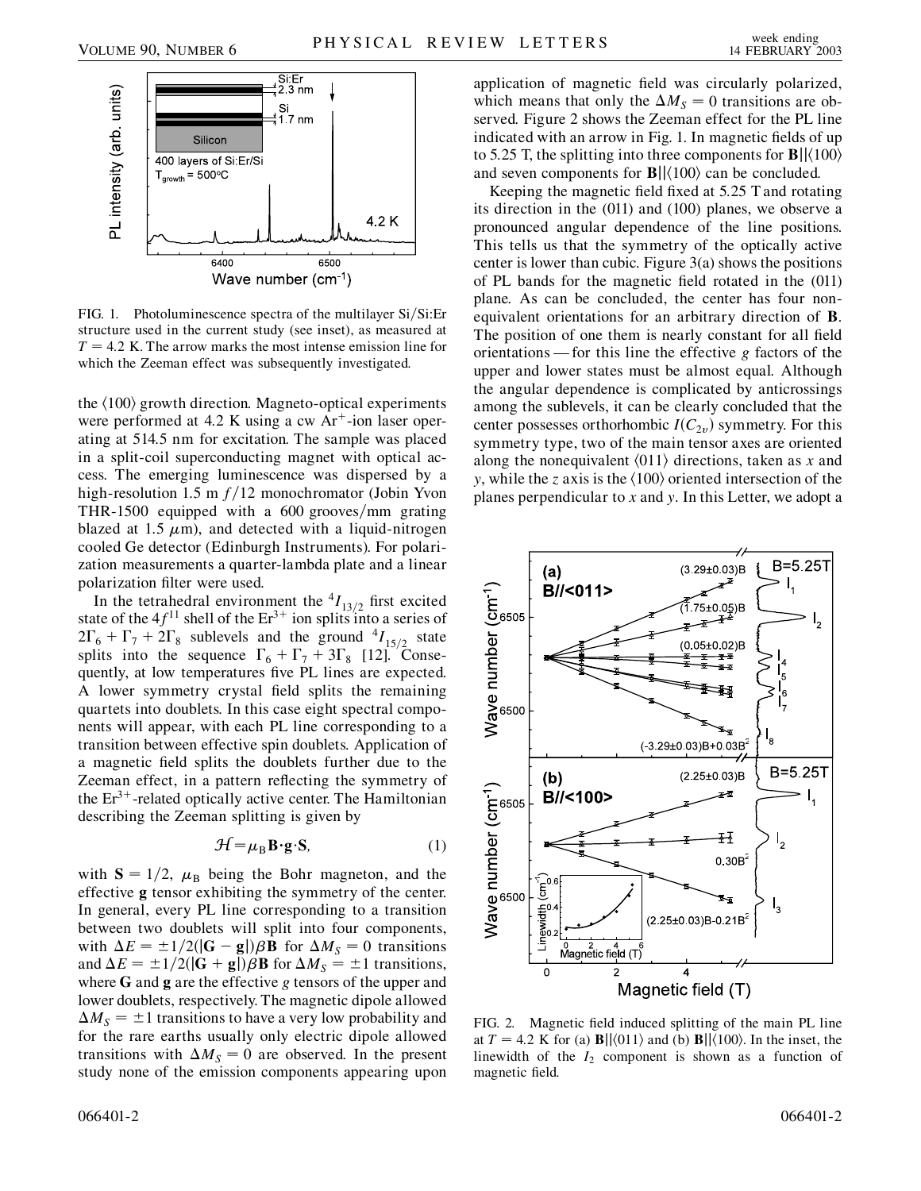FIG. 1. Photoluminescence spectra of the multilayer Si/Si:Er structure used in the current study (see inset), as measured at $T = 4.2$ K. The arrow marks the most intense emission line for which the Zeeman effect was subsequently investigated.

the $\langle 100 \rangle$ growth direction. Magneto-optical experiments were performed at 4.2 K using a cw $Ar^+$-ion laser operating at 514.5 nm for excitation. The sample was placed in a split-coil superconducting magnet with optical access. The emerging luminescence was dispersed by a high-resolution 1.5 m $f/12$ monochromator (Jobin Yvon THR-1500 equipped with a 600 grooves/mm grating blazed at 1.5 $\mu$m), and detected with a liquid-nitrogen cooled Ge detector (Edinburgh Instruments). For polarization measurements a quarter-lambda plate and a linear polarization filter were used.

In the tetrahedral environment the $^4I_{13/2}$ first excited state of the $4f^{11}$ shell of the $Er^{3+}$ ion splits into a series of $2\Gamma_6 + \Gamma_7 + 2\Gamma_8$ sublevels and the ground $^4I_{15/2}$ state splits into the sequence $\Gamma_6 + \Gamma_7 + 3\Gamma_8$ [12]. Consequently, at low temperatures five PL lines are expected. A lower symmetry crystal field splits the remaining quartets into doublets. In this case eight spectral components will appear, with each PL line corresponding to a transition between effective spin doublets. Application of a magnetic field splits the doublets further due to the Zeeman effect, in a pattern reflecting the symmetry of the $Er^{3+}$-related optically active center. The Hamiltonian describing the Zeeman splitting is given by

$$\mathcal{H} = \mu_B \mathbf{B} \cdot \mathbf{g} \cdot \mathbf{S}, \tag{1}$$

with $\mathbf{S} = 1/2$, $\mu_B$ being the Bohr magneton, and the effective $\mathbf{g}$ tensor exhibiting the symmetry of the center. In general, every PL line corresponding to a transition between two doublets will split into four components, with $\Delta E = \pm 1/2(|\mathbf{G} - \mathbf{g}|)\beta \mathbf{B}$ for $\Delta M_S = 0$ transitions and $\Delta E = \pm 1/2(|\mathbf{G} + \mathbf{g}|)\beta \mathbf{B}$ for $\Delta M_S = \pm 1$ transitions, where $\mathbf{G}$ and $\mathbf{g}$ are the effective $g$ tensors of the upper and lower doublets, respectively. The magnetic dipole allowed $\Delta M_S = \pm 1$ transitions to have a very low probability and for the rare earths usually only electric dipole allowed transitions with $\Delta M_S = 0$ are observed. In the present study none of the emission components appearing upon application of magnetic field was circularly polarized, which means that only the $\Delta M_S = 0$ transitions are observed. Figure 2 shows the Zeeman effect for the PL line indicated with an arrow in Fig. 1. In magnetic fields of up to 5.25 T, the splitting into three components for $\mathbf{B} \| \langle 100 \rangle$ and seven components for $\mathbf{B} \| \langle 100 \rangle$ can be concluded.

Keeping the magnetic field fixed at 5.25 T and rotating its direction in the (011) and (100) planes, we observe a pronounced angular dependence of the line positions. This tells us that the symmetry of the optically active center is lower than cubic. Figure 3(a) shows the positions of PL bands for the magnetic field rotated in the (011) plane. As can be concluded, the center has four nonequivalent orientations for an arbitrary direction of $\mathbf{B}$. The position of one them is nearly constant for all field orientations — for this line the effective $g$ factors of the upper and lower states must be almost equal. Although the angular dependence is complicated by anticrossings among the sublevels, it can be clearly concluded that the center possesses orthorhombic $I(C_{2v})$ symmetry. For this symmetry type, two of the main tensor axes are oriented along the nonequivalent $\langle 011 \rangle$ directions, taken as $x$ and $y$, while the $z$ axis is the $\langle 100 \rangle$ oriented intersection of the planes perpendicular to $x$ and $y$. In this Letter, we adopt a

FIG. 2. Magnetic field induced splitting of the main PL line at $T = 4.2$ K for (a) $\mathbf{B} \| \langle 011 \rangle$ and (b) $\mathbf{B} \| \langle 100 \rangle$. In the inset, the linewidth of the $I_2$ component is shown as a function of magnetic field.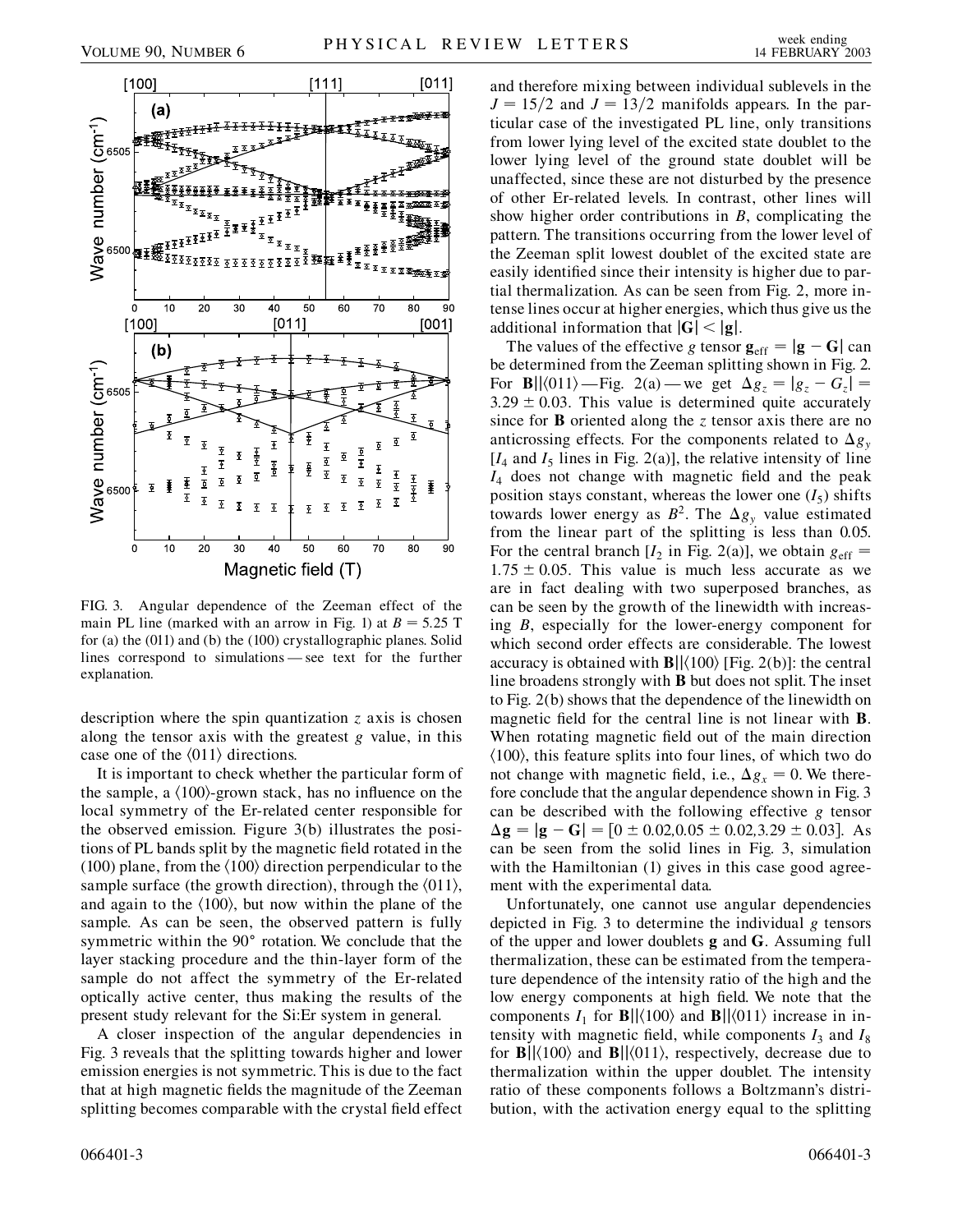FIG. 3. Angular dependence of the Zeeman effect of the main PL line (marked with an arrow in Fig. 1) at $B = 5.25$ T for (a) the (011) and (b) the (100) crystallographic planes. Solid lines correspond to simulations — see text for the further explanation.

description where the spin quantization $z$ axis is chosen along the tensor axis with the greatest $g$ value, in this case one of the $\langle 011 \rangle$ directions.

It is important to check whether the particular form of the sample, a $\langle 100 \rangle$-grown stack, has no influence on the local symmetry of the Er-related center responsible for the observed emission. Figure 3(b) illustrates the positions of PL bands split by the magnetic field rotated in the (100) plane, from the $\langle 100 \rangle$ direction perpendicular to the sample surface (the growth direction), through the $\langle 011 \rangle$, and again to the $\langle 100 \rangle$, but now within the plane of the sample. As can be seen, the observed pattern is fully symmetric within the 90° rotation. We conclude that the layer stacking procedure and the thin-layer form of the sample do not affect the symmetry of the Er-related optically active center, thus making the results of the present study relevant for the Si:Er system in general.

A closer inspection of the angular dependencies in Fig. 3 reveals that the splitting towards higher and lower emission energies is not symmetric. This is due to the fact that at high magnetic fields the magnitude of the Zeeman splitting becomes comparable with the crystal field effect and therefore mixing between individual sublevels in the $J = 15/2$ and $J = 13/2$ manifolds appears. In the particular case of the investigated PL line, only transitions from lower lying level of the excited state doublet to the lower lying level of the ground state doublet will be unaffected, since these are not disturbed by the presence of other Er-related levels. In contrast, other lines will show higher order contributions in $B$, complicating the pattern. The transitions occurring from the lower level of the Zeeman split lowest doublet of the excited state are easily identified since their intensity is higher due to partial thermalization. As can be seen from Fig. 2, more intense lines occur at higher energies, which thus give us the additional information that $|\mathbf{G}| < |\mathbf{g}|$.

The values of the effective $g$ tensor $\mathbf{g}_{\text{eff}} = |\mathbf{g} - \mathbf{G}|$ can be determined from the Zeeman splitting shown in Fig. 2. For $\mathbf{B} \| \langle 011 \rangle$—Fig. 2(a)—we get $\Delta g_z = |g_z - G_z| = 3.29 \pm 0.03$. This value is determined quite accurately since for $\mathbf{B}$ oriented along the $z$ tensor axis there are no anticrossing effects. For the components related to $\Delta g_y$ [$I_4$ and $I_5$ lines in Fig. 2(a)], the relative intensity of line $I_4$ does not change with magnetic field and the peak position stays constant, whereas the lower one ($I_5$) shifts towards lower energy as $B^2$. The $\Delta g_y$ value estimated from the linear part of the splitting is less than 0.05. For the central branch [$I_2$ in Fig. 2(a)], we obtain $g_{\text{eff}} = 1.75 \pm 0.05$. This value is much less accurate as we are in fact dealing with two superposed branches, as can be seen by the growth of the linewidth with increasing $B$, especially for the lower-energy component for which second order effects are considerable. The lowest accuracy is obtained with $\mathbf{B} \| \langle 100 \rangle$ [Fig. 2(b)]: the central line broadens strongly with $\mathbf{B}$ but does not split. The inset to Fig. 2(b) shows that the dependence of the linewidth on magnetic field for the central line is not linear with $\mathbf{B}$. When rotating magnetic field out of the main direction $\langle 100 \rangle$, this feature splits into four lines, of which two do not change with magnetic field, i.e., $\Delta g_x = 0$. We therefore conclude that the angular dependence shown in Fig. 3 can be described with the following effective $g$ tensor $\Delta \mathbf{g} = |\mathbf{g} - \mathbf{G}| = [0 \pm 0.02, 0.05 \pm 0.02, 3.29 \pm 0.03]$. As can be seen from the solid lines in Fig. 3, simulation with the Hamiltonian (1) gives in this case good agreement with the experimental data.

Unfortunately, one cannot use angular dependencies depicted in Fig. 3 to determine the individual $g$ tensors of the upper and lower doublets $\mathbf{g}$ and $\mathbf{G}$. Assuming full thermalization, these can be estimated from the temperature dependence of the intensity ratio of the high and the low energy components at high field. We note that the components $I_1$ for $\mathbf{B} \| \langle 100 \rangle$ and $\mathbf{B} \| \langle 011 \rangle$ increase in intensity with magnetic field, while components $I_3$ and $I_8$ for $\mathbf{B} \| \langle 100 \rangle$ and $\mathbf{B} \| \langle 011 \rangle$, respectively, decrease due to thermalization within the upper doublet. The intensity ratio of these components follows a Boltzmann's distribution, with the activation energy equal to the splitting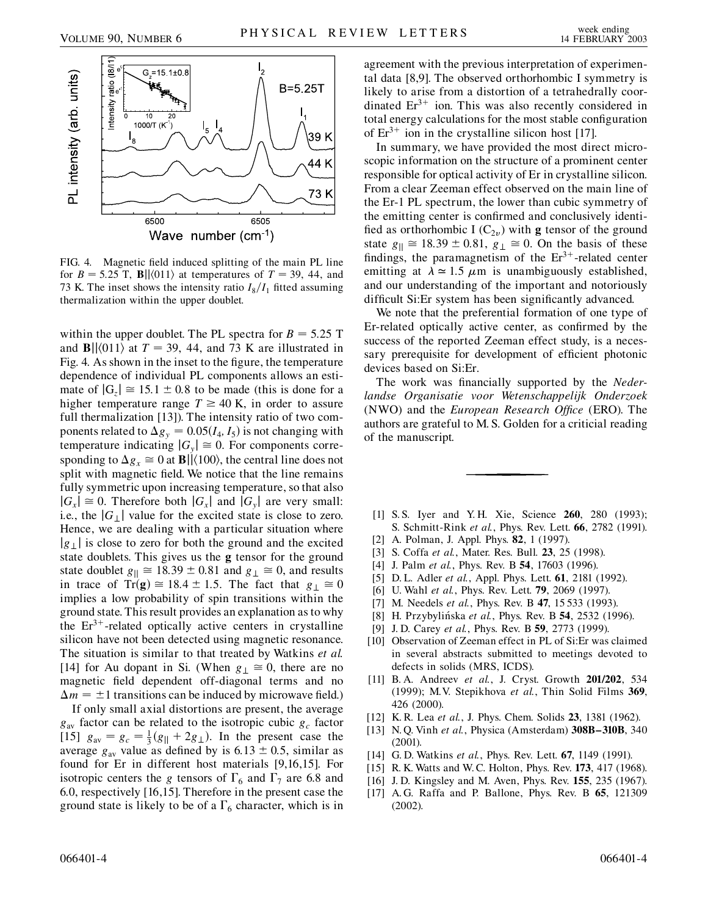PL intensity (arb. units)

$G_z$=15.1±0.8

Intensity ratio ($I_8/I_1$)

1000/T (K$^{-1}$)

0 10 20

$I_2$

B=5.25T

$I_1$

$I_5$ $I_4$

$I_8$

39 K

44 K

73 K

6500 6505

Wave number (cm$^{-1}$)

FIG. 4. Magnetic field induced splitting of the main PL line for $B = 5.25$ T, $\mathbf{B}\|\langle 011\rangle$ at temperatures of $T = 39$, 44, and 73 K. The inset shows the intensity ratio $I_8/I_1$ fitted assuming thermalization within the upper doublet.

within the upper doublet. The PL spectra for $B = 5.25$ T and $\mathbf{B}\|\langle 011\rangle$ at $T = 39$, 44, and 73 K are illustrated in Fig. 4. As shown in the inset to the figure, the temperature dependence of individual PL components allows an estimate of $|G_z| \cong 15.1 \pm 0.8$ to be made (this is done for a higher temperature range $T \geq 40$ K, in order to assure full thermalization [13]). The intensity ratio of two components related to $\Delta g_y = 0.05(I_4, I_5)$ is not changing with temperature indicating $|G_y| \cong 0$. For components corresponding to $\Delta g_x \cong 0$ at $\mathbf{B}\|\langle 100\rangle$, the central line does not split with magnetic field. We notice that the line remains fully symmetric upon increasing temperature, so that also $|G_x| \cong 0$. Therefore both $|G_x|$ and $|G_y|$ are very small: i.e., the $|G_\perp|$ value for the excited state is close to zero. Hence, we are dealing with a particular situation where $|g_\perp|$ is close to zero for both the ground and the excited state doublets. This gives us the $\mathbf{g}$ tensor for the ground state doublet $g_\| \cong 18.39 \pm 0.81$ and $g_\perp \cong 0$, and results in trace of $\mathrm{Tr}(\mathbf{g}) \cong 18.4 \pm 1.5$. The fact that $g_\perp \cong 0$ implies a low probability of spin transitions within the ground state. This result provides an explanation as to why the $Er^{3+}$-related optically active centers in crystalline silicon have not been detected using magnetic resonance. The situation is similar to that treated by Watkins *et al.* [14] for Au dopant in Si. (When $g_\perp \cong 0$, there are no magnetic field dependent off-diagonal terms and no $\Delta m = \pm 1$ transitions can be induced by microwave field.)

If only small axial distortions are present, the average $g_{av}$ factor can be related to the isotropic cubic $g_c$ factor [15] $g_{av} = g_c = \frac{1}{3}(g_\| + 2g_\perp)$. In the present case the average $g_{av}$ value as defined by is $6.13 \pm 0.5$, similar as found for Er in different host materials [9,16,15]. For isotropic centers the $g$ tensors of $\Gamma_6$ and $\Gamma_7$ are 6.8 and 6.0, respectively [16,15]. Therefore in the present case the ground state is likely to be of a $\Gamma_6$ character, which is in agreement with the previous interpretation of experimental data [8,9]. The observed orthorhombic I symmetry is likely to arise from a distortion of a tetrahedrally coordinated $Er^{3+}$ ion. This was also recently considered in total energy calculations for the most stable configuration of $Er^{3+}$ ion in the crystalline silicon host [17].

In summary, we have provided the most direct microscopic information on the structure of a prominent center responsible for optical activity of Er in crystalline silicon. From a clear Zeeman effect observed on the main line of the Er-1 PL spectrum, the lower than cubic symmetry of the emitting center is confirmed and conclusively identified as orthorhombic I ($C_{2v}$) with $\mathbf{g}$ tensor of the ground state $g_\| \cong 18.39 \pm 0.81$, $g_\perp \cong 0$. On the basis of these findings, the paramagnetism of the $Er^{3+}$-related center emitting at $\lambda \simeq 1.5$ $\mu$m is unambiguously established, and our understanding of the important and notoriously difficult Si:Er system has been significantly advanced.

We note that the preferential formation of one type of Er-related optically active center, as confirmed by the success of the reported Zeeman effect study, is a necessary prerequisite for development of efficient photonic devices based on Si:Er.

The work was financially supported by the *Nederlandse Organisatie voor Wetenschappelijk Onderzoek* (NWO) and the *European Research Office* (ERO). The authors are grateful to M. S. Golden for a criticial reading of the manuscript.

---

[1] S. S. Iyer and Y. H. Xie, Science **260**, 280 (1993); S. Schmitt-Rink *et al.*, Phys. Rev. Lett. **66**, 2782 (1991).

[2] A. Polman, J. Appl. Phys. **82**, 1 (1997).

[3] S. Coffa *et al.*, Mater. Res. Bull. **23**, 25 (1998).

[4] J. Palm *et al.*, Phys. Rev. B **54**, 17603 (1996).

[5] D. L. Adler *et al.*, Appl. Phys. Lett. **61**, 2181 (1992).

[6] U. Wahl *et al.*, Phys. Rev. Lett. **79**, 2069 (1997).

[7] M. Needels *et al.*, Phys. Rev. B **47**, 15 533 (1993).

[8] H. Przybylińska *et al.*, Phys. Rev. B **54**, 2532 (1996).

[9] J. D. Carey *et al.*, Phys. Rev. B **59**, 2773 (1999).

[10] Observation of Zeeman effect in PL of Si:Er was claimed in several abstracts submitted to meetings devoted to defects in solids (MRS, ICDS).

[11] B. A. Andreev *et al.*, J. Cryst. Growth **201/202**, 534 (1999); M. V. Stepikhova *et al.*, Thin Solid Films **369**, 426 (2000).

[12] K. R. Lea *et al.*, J. Phys. Chem. Solids **23**, 1381 (1962).

[13] N. Q. Vinh *et al.*, Physica (Amsterdam) **308B–310B**, 340 (2001).

[14] G. D. Watkins *et al.*, Phys. Rev. Lett. **67**, 1149 (1991).

[15] R. K. Watts and W. C. Holton, Phys. Rev. **173**, 417 (1968).

[16] J. D. Kingsley and M. Aven, Phys. Rev. **155**, 235 (1967).

[17] A. G. Raffa and P. Ballone, Phys. Rev. B **65**, 121309 (2002).